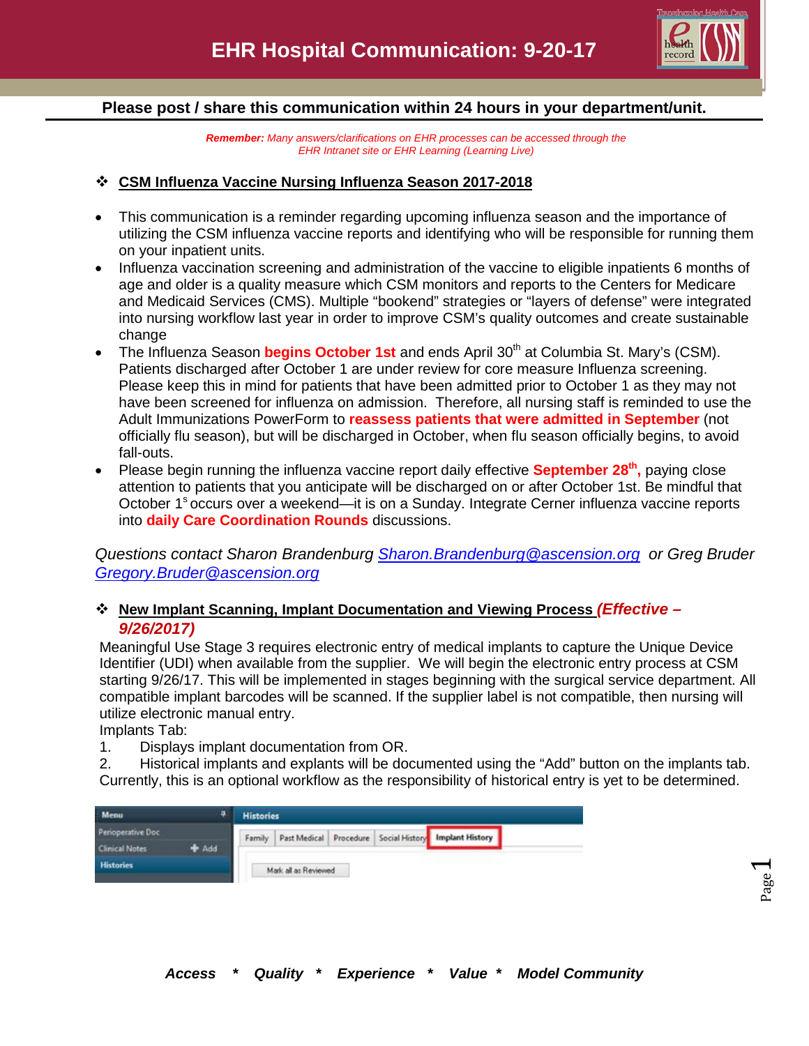# EHR Hospital Communication: 9-20-17

**Please post / share this communication within 24 hours in your department/unit.**

***Remember:*** *Many answers/clarifications on EHR processes can be accessed through the EHR Intranet site or EHR Learning (Learning Live)*

## ❖ CSM Influenza Vaccine Nursing Influenza Season 2017-2018

- This communication is a reminder regarding upcoming influenza season and the importance of utilizing the CSM influenza vaccine reports and identifying who will be responsible for running them on your inpatient units.
- Influenza vaccination screening and administration of the vaccine to eligible inpatients 6 months of age and older is a quality measure which CSM monitors and reports to the Centers for Medicare and Medicaid Services (CMS). Multiple "bookend" strategies or "layers of defense" were integrated into nursing workflow last year in order to improve CSM's quality outcomes and create sustainable change
- The Influenza Season **begins October 1st** and ends April 30th at Columbia St. Mary's (CSM). Patients discharged after October 1 are under review for core measure Influenza screening. Please keep this in mind for patients that have been admitted prior to October 1 as they may not have been screened for influenza on admission. Therefore, all nursing staff is reminded to use the Adult Immunizations PowerForm to **reassess patients that were admitted in September** (not officially flu season), but will be discharged in October, when flu season officially begins, to avoid fall-outs.
- Please begin running the influenza vaccine report daily effective **September 28th,** paying close attention to patients that you anticipate will be discharged on or after October 1st. Be mindful that October 1s occurs over a weekend—it is on a Sunday. Integrate Cerner influenza vaccine reports into **daily Care Coordination Rounds** discussions.

*Questions contact Sharon Brandenburg Sharon.Brandenburg@ascension.org or Greg Bruder Gregory.Bruder@ascension.org*

## ❖ New Implant Scanning, Implant Documentation and Viewing Process *(Effective – 9/26/2017)*

Meaningful Use Stage 3 requires electronic entry of medical implants to capture the Unique Device Identifier (UDI) when available from the supplier. We will begin the electronic entry process at CSM starting 9/26/17. This will be implemented in stages beginning with the surgical service department. All compatible implant barcodes will be scanned. If the supplier label is not compatible, then nursing will utilize electronic manual entry.

Implants Tab:

1. Displays implant documentation from OR.
2. Historical implants and explants will be documented using the "Add" button on the implants tab. Currently, this is an optional workflow as the responsibility of historical entry is yet to be determined.

***Access * Quality * Experience * Value * Model Community***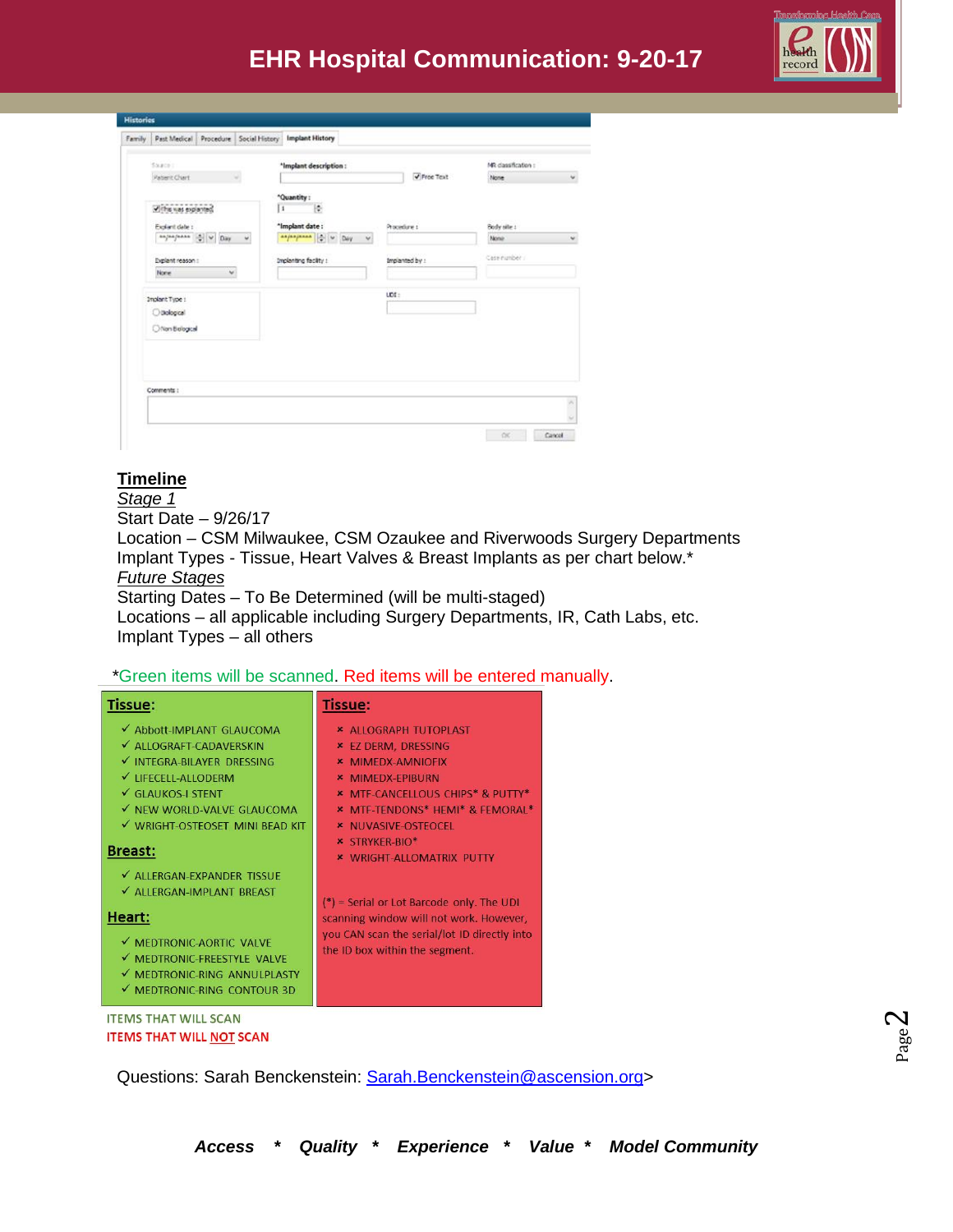# EHR Hospital Communication: 9-20-17

**Timeline**

*Stage 1*

Start Date – 9/26/17

Location – CSM Milwaukee, CSM Ozaukee and Riverwoods Surgery Departments

Implant Types - Tissue, Heart Valves & Breast Implants as per chart below.*

*Future Stages*

Starting Dates – To Be Determined (will be multi-staged)

Locations – all applicable including Surgery Departments, IR, Cath Labs, etc.

Implant Types – all others

*Green items will be scanned. Red items will be entered manually.

| Items that will scan | Items that will NOT scan |
|---|---|
| **Tissue:** | **Tissue:** |
| ✓ Abbott-IMPLANT GLAUCOMA | × ALLOGRAPH TUTOPLAST |
| ✓ ALLOGRAFT-CADAVERSKIN | × EZ DERM, DRESSING |
| ✓ INTEGRA-BILAYER DRESSING | × MIMEDX-AMNIOFIX |
| ✓ LIFECELL-ALLODERM | × MIMEDX-EPIBURN |
| ✓ GLAUKOS-I STENT | × MTF-CANCELLOUS CHIPS* & PUTTY* |
| ✓ NEW WORLD-VALVE GLAUCOMA | × MTF-TENDONS* HEMI* & FEMORAL* |
| ✓ WRIGHT-OSTEOSET MINI BEAD KIT | × NUVASIVE-OSTEOCEL |
| **Breast:** | × STRYKER-BIO* |
| ✓ ALLERGAN-EXPANDER TISSUE | × WRIGHT-ALLOMATRIX PUTTY |
| ✓ ALLERGAN-IMPLANT BREAST | |
| **Heart:** | (*) = Serial or Lot Barcode only. The UDI scanning window will not work. However, you CAN scan the serial/lot ID directly into the ID box within the segment. |
| ✓ MEDTRONIC-AORTIC VALVE | |
| ✓ MEDTRONIC-FREESTYLE VALVE | |
| ✓ MEDTRONIC-RING ANNULPLASTY | |
| ✓ MEDTRONIC-RING CONTOUR 3D | |

ITEMS THAT WILL SCAN

ITEMS THAT WILL NOT SCAN

Questions: Sarah Benckenstein: Sarah.Benckenstein@ascension.org>

*Access * Quality * Experience * Value * Model Community*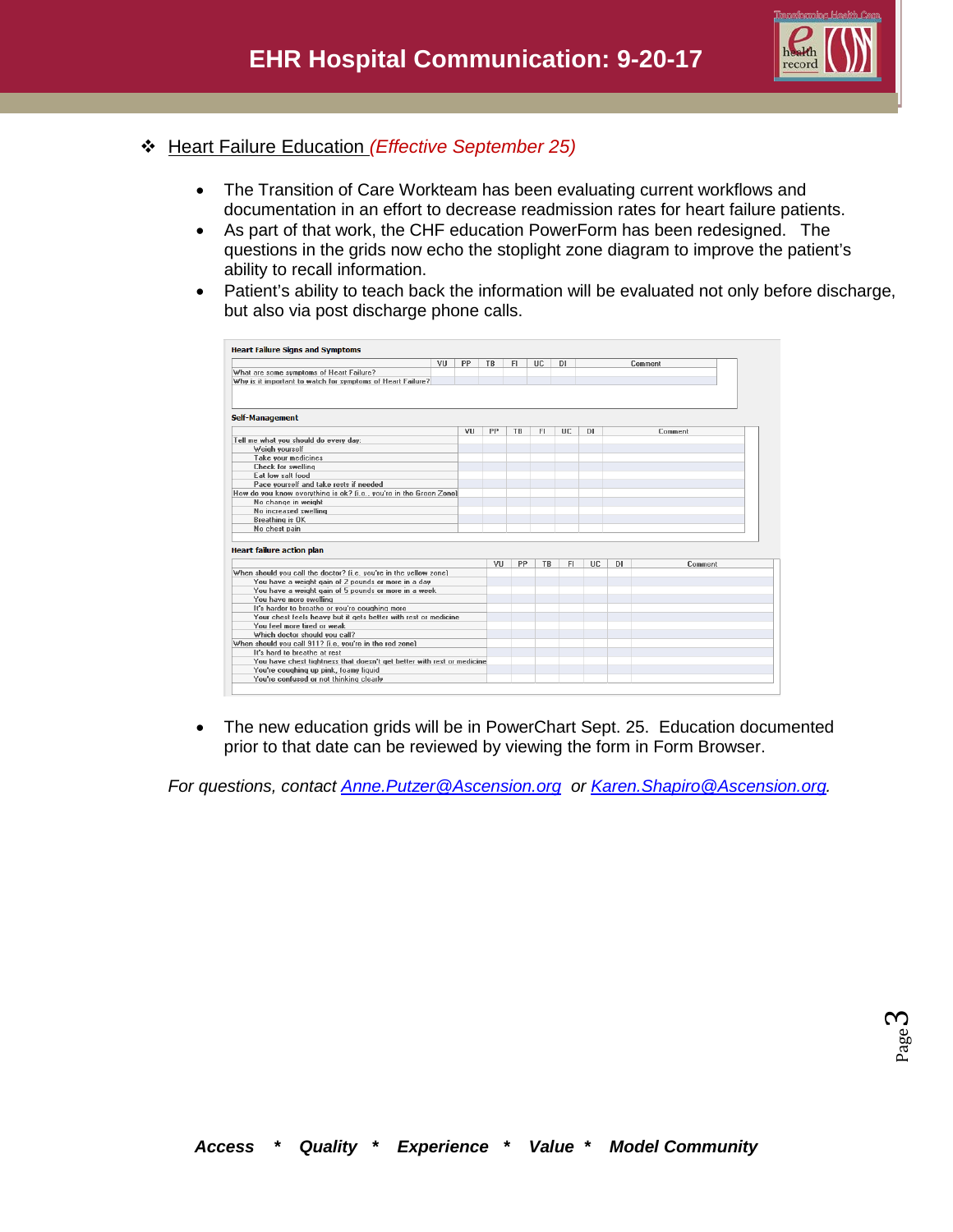# EHR Hospital Communication: 9-20-17

❖ Heart Failure Education *(Effective September 25)*

- The Transition of Care Workteam has been evaluating current workflows and documentation in an effort to decrease readmission rates for heart failure patients.
- As part of that work, the CHF education PowerForm has been redesigned. The questions in the grids now echo the stoplight zone diagram to improve the patient's ability to recall information.
- Patient's ability to teach back the information will be evaluated not only before discharge, but also via post discharge phone calls.

**Heart Failure Signs and Symptoms**

| | VU | PP | TB | FI | UC | DI | Comment |
|---|---|---|---|---|---|---|---|
| What are some symptoms of Heart Failure? | | | | | | | |
| Why is it important to watch for symptoms of Heart Failure? | | | | | | | |

**Self-Management**

| | VU | PP | TB | FI | UC | DI | Comment |
|---|---|---|---|---|---|---|---|
| Tell me what you should do every day: | | | | | | | |
| Weigh yourself | | | | | | | |
| Take your medicines | | | | | | | |
| Check for swelling | | | | | | | |
| Eat low salt food | | | | | | | |
| Pace yourself and take rests if needed | | | | | | | |
| How do you know everything is ok? (i.e., you're in the Green Zone) | | | | | | | |
| No change in weight | | | | | | | |
| No increased swelling | | | | | | | |
| Breathing is OK | | | | | | | |
| No chest pain | | | | | | | |

**Heart failure action plan**

| | VU | PP | TB | FI | UC | DI | Comment |
|---|---|---|---|---|---|---|---|
| When should you call the doctor? (i.e. you're in the yellow zone) | | | | | | | |
| You have a weight gain of 2 pounds or more in a day | | | | | | | |
| You have a weight gain of 5 pounds or more in a week | | | | | | | |
| You have more swelling | | | | | | | |
| It's harder to breathe or you're coughing more | | | | | | | |
| Your chest feels heavy but it gets better with rest or medicine | | | | | | | |
| You feel more tired or weak | | | | | | | |
| Which doctor should you call? | | | | | | | |
| When should you call 911? (i.e. you're in the red zone) | | | | | | | |
| It's hard to breathe at rest | | | | | | | |
| You have chest tightness that doesn't get better with rest or medicine | | | | | | | |
| You're coughing up pink, foamy liquid | | | | | | | |
| You're confused or not thinking clearly | | | | | | | |

- The new education grids will be in PowerChart Sept. 25. Education documented prior to that date can be reviewed by viewing the form in Form Browser.

*For questions, contact Anne.Putzer@Ascension.org or Karen.Shapiro@Ascension.org.*

***Access * Quality * Experience * Value * Model Community***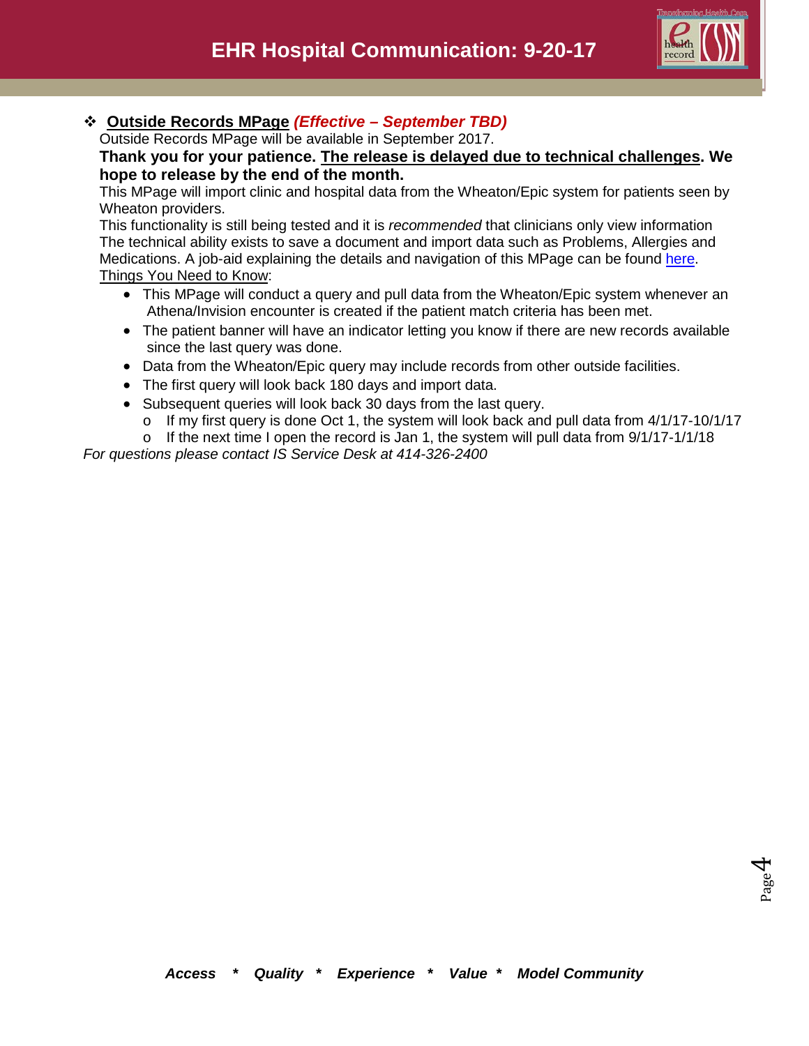- **Outside Records MPage** ***(Effective – September TBD)***

Outside Records MPage will be available in September 2017.

**Thank you for your patience. The release is delayed due to technical challenges. We hope to release by the end of the month.**

This MPage will import clinic and hospital data from the Wheaton/Epic system for patients seen by Wheaton providers.

This functionality is still being tested and it is *recommended* that clinicians only view information The technical ability exists to save a document and import data such as Problems, Allergies and Medications. A job-aid explaining the details and navigation of this MPage can be found here.

Things You Need to Know:

- This MPage will conduct a query and pull data from the Wheaton/Epic system whenever an Athena/Invision encounter is created if the patient match criteria has been met.
- The patient banner will have an indicator letting you know if there are new records available since the last query was done.
- Data from the Wheaton/Epic query may include records from other outside facilities.
- The first query will look back 180 days and import data.
- Subsequent queries will look back 30 days from the last query.
  - If my first query is done Oct 1, the system will look back and pull data from 4/1/17-10/1/17
  - If the next time I open the record is Jan 1, the system will pull data from 9/1/17-1/1/18

*For questions please contact IS Service Desk at 414-326-2400*